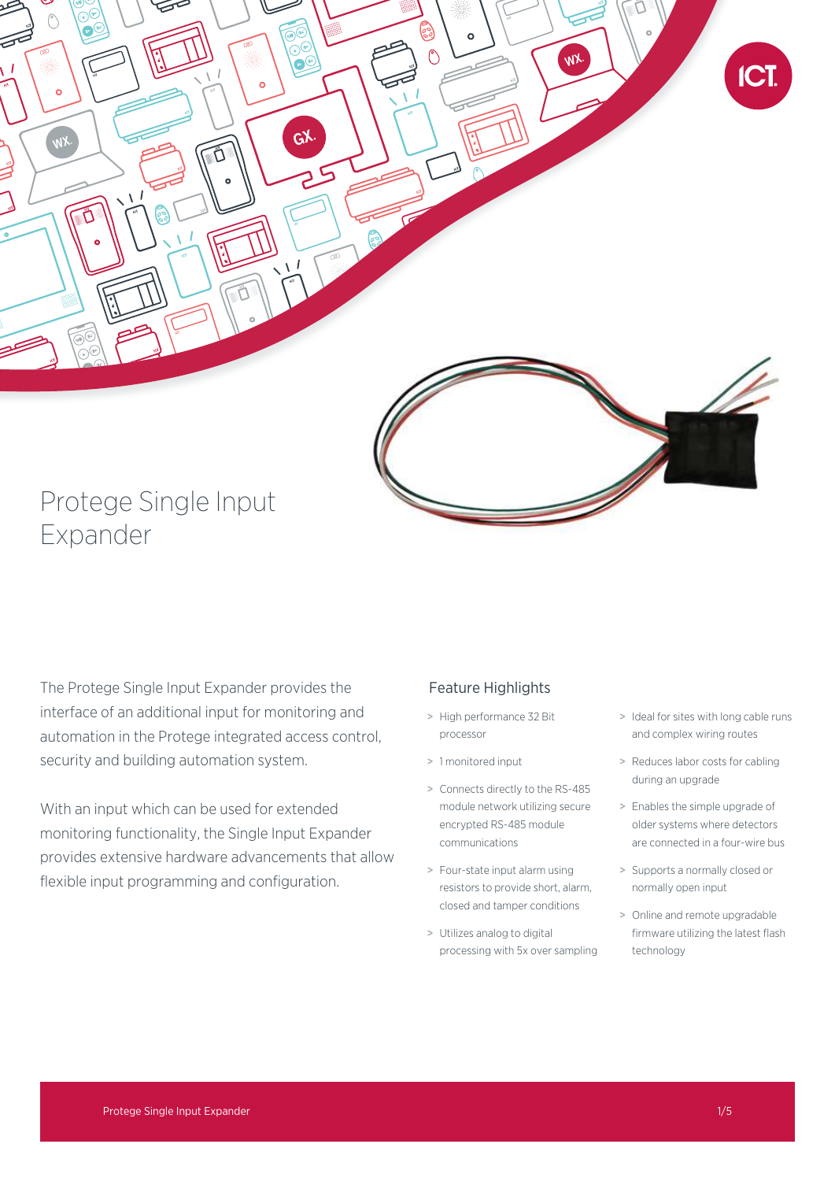# Protege Single Input Expander

The Protege Single Input Expander provides the interface of an additional input for monitoring and automation in the Protege integrated access control, security and building automation system.

With an input which can be used for extended monitoring functionality, the Single Input Expander provides extensive hardware advancements that allow flexible input programming and configuration.

## Feature Highlights

- High performance 32 Bit processor
- 1 monitored input
- Connects directly to the RS-485 module network utilizing secure encrypted RS-485 module communications
- Four-state input alarm using resistors to provide short, alarm, closed and tamper conditions
- Utilizes analog to digital processing with 5x over sampling
- Ideal for sites with long cable runs and complex wiring routes
- Reduces labor costs for cabling during an upgrade
- Enables the simple upgrade of older systems where detectors are connected in a four-wire bus
- Supports a normally closed or normally open input
- Online and remote upgradable firmware utilizing the latest flash technology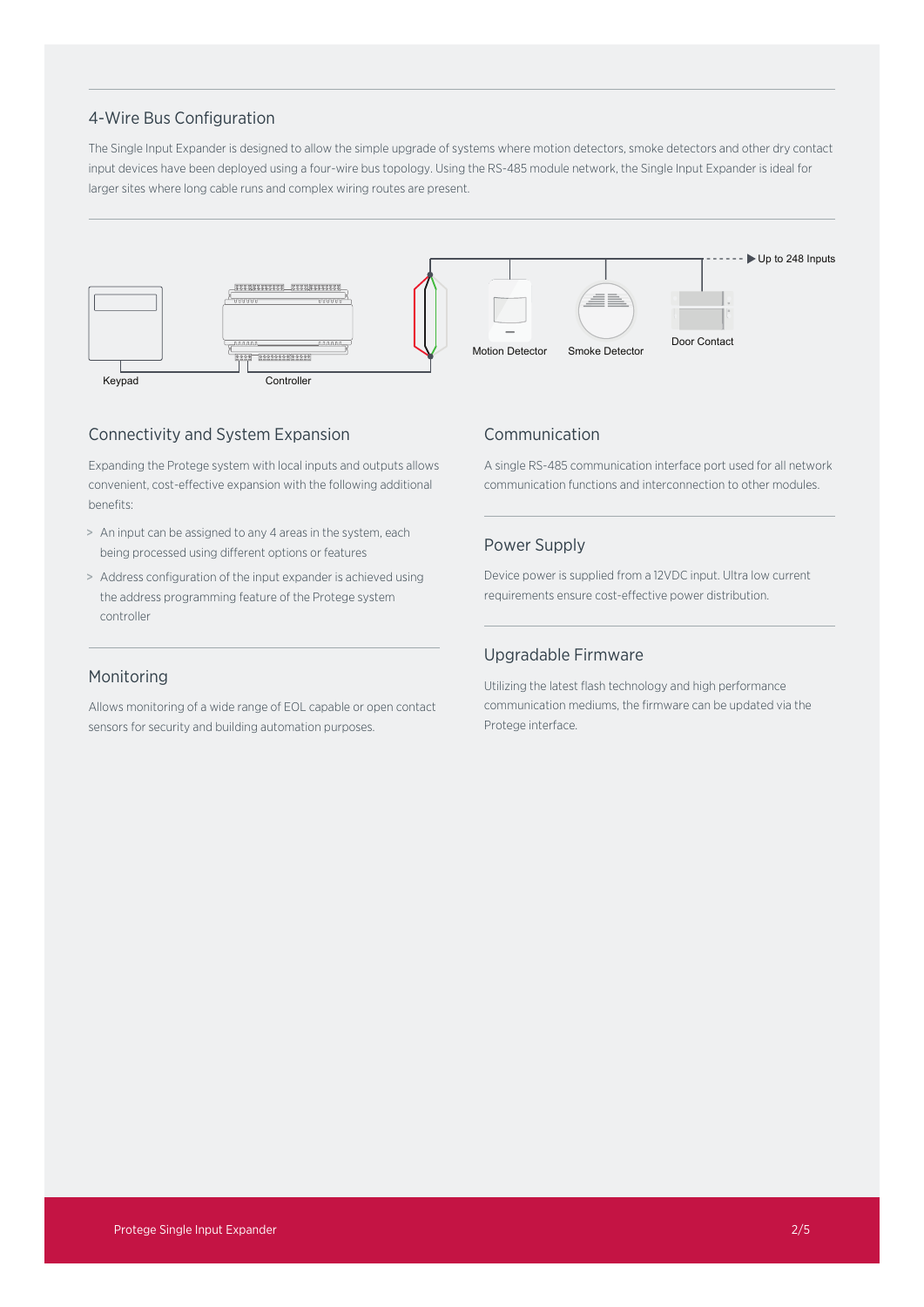## 4-Wire Bus Configuration

The Single Input Expander is designed to allow the simple upgrade of systems where motion detectors, smoke detectors and other dry contact input devices have been deployed using a four-wire bus topology. Using the RS-485 module network, the Single Input Expander is ideal for larger sites where long cable runs and complex wiring routes are present.

Keypad | Controller | Motion Detector | Smoke Detector | Door Contact | Up to 248 Inputs

## Connectivity and System Expansion

Expanding the Protege system with local inputs and outputs allows convenient, cost-effective expansion with the following additional benefits:

- An input can be assigned to any 4 areas in the system, each being processed using different options or features
- Address configuration of the input expander is achieved using the address programming feature of the Protege system controller

## Monitoring

Allows monitoring of a wide range of EOL capable or open contact sensors for security and building automation purposes.

## Communication

A single RS-485 communication interface port used for all network communication functions and interconnection to other modules.

## Power Supply

Device power is supplied from a 12VDC input. Ultra low current requirements ensure cost-effective power distribution.

## Upgradable Firmware

Utilizing the latest flash technology and high performance communication mediums, the firmware can be updated via the Protege interface.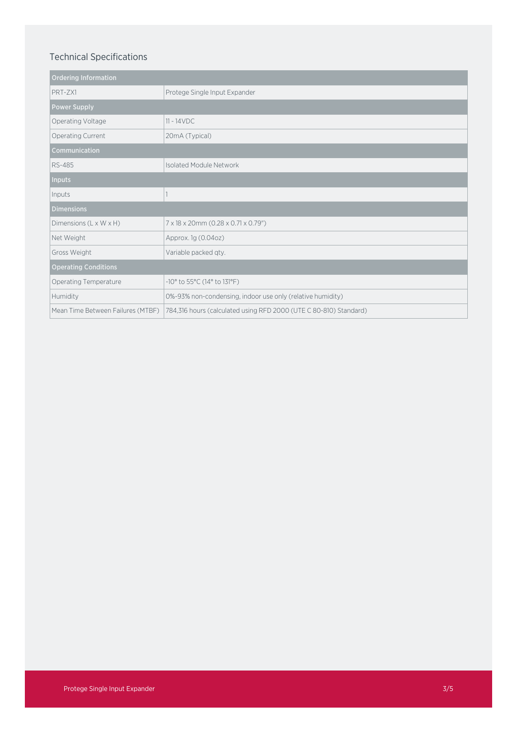## Technical Specifications

| Ordering Information | |
|---|---|
| PRT-ZX1 | Protege Single Input Expander |
| **Power Supply** | |
| Operating Voltage | 11 - 14VDC |
| Operating Current | 20mA (Typical) |
| **Communication** | |
| RS-485 | Isolated Module Network |
| **Inputs** | |
| Inputs | 1 |
| **Dimensions** | |
| Dimensions (L x W x H) | 7 x 18 x 20mm (0.28 x 0.71 x 0.79") |
| Net Weight | Approx. 1g (0.04oz) |
| Gross Weight | Variable packed qty. |
| **Operating Conditions** | |
| Operating Temperature | -10° to 55°C (14° to 131°F) |
| Humidity | 0%-93% non-condensing, indoor use only (relative humidity) |
| Mean Time Between Failures (MTBF) | 784,316 hours (calculated using RFD 2000 (UTE C 80-810) Standard) |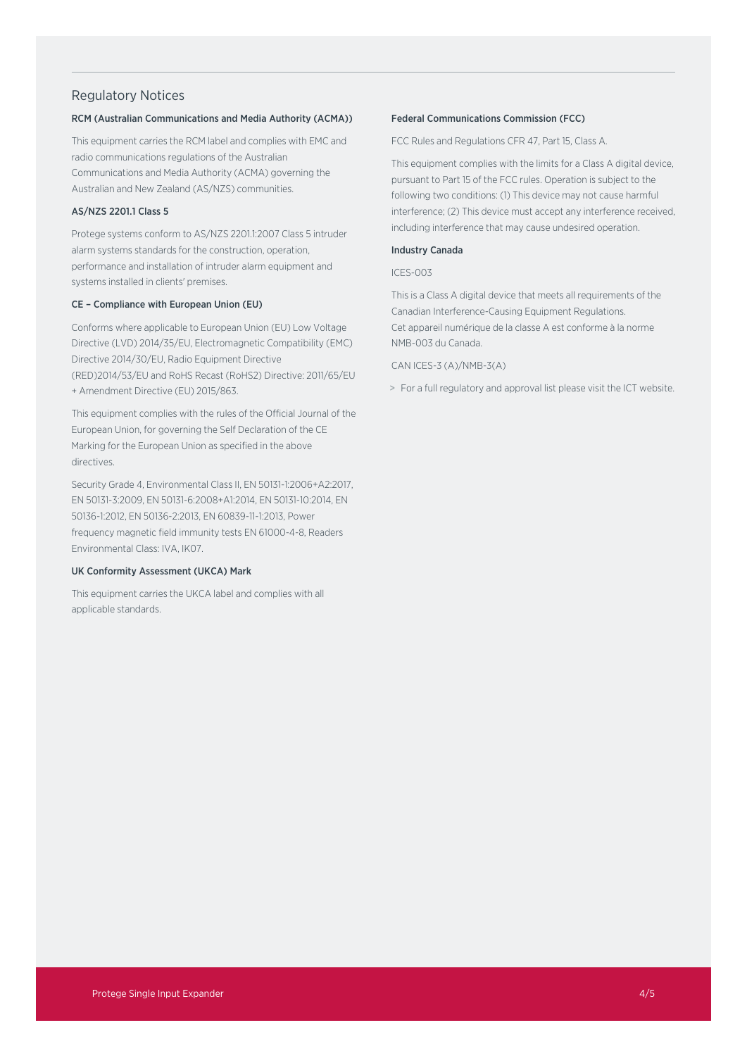## Regulatory Notices

### RCM (Australian Communications and Media Authority (ACMA))

This equipment carries the RCM label and complies with EMC and radio communications regulations of the Australian Communications and Media Authority (ACMA) governing the Australian and New Zealand (AS/NZS) communities.

### AS/NZS 2201.1 Class 5

Protege systems conform to AS/NZS 2201.1:2007 Class 5 intruder alarm systems standards for the construction, operation, performance and installation of intruder alarm equipment and systems installed in clients' premises.

### CE – Compliance with European Union (EU)

Conforms where applicable to European Union (EU) Low Voltage Directive (LVD) 2014/35/EU, Electromagnetic Compatibility (EMC) Directive 2014/30/EU, Radio Equipment Directive (RED)2014/53/EU and RoHS Recast (RoHS2) Directive: 2011/65/EU + Amendment Directive (EU) 2015/863.

This equipment complies with the rules of the Official Journal of the European Union, for governing the Self Declaration of the CE Marking for the European Union as specified in the above directives.

Security Grade 4, Environmental Class II, EN 50131-1:2006+A2:2017, EN 50131-3:2009, EN 50131-6:2008+A1:2014, EN 50131-10:2014, EN 50136-1:2012, EN 50136-2:2013, EN 60839-11-1:2013, Power frequency magnetic field immunity tests EN 61000-4-8, Readers Environmental Class: IVA, IK07.

### UK Conformity Assessment (UKCA) Mark

This equipment carries the UKCA label and complies with all applicable standards.

### Federal Communications Commission (FCC)

FCC Rules and Regulations CFR 47, Part 15, Class A.

This equipment complies with the limits for a Class A digital device, pursuant to Part 15 of the FCC rules. Operation is subject to the following two conditions: (1) This device may not cause harmful interference; (2) This device must accept any interference received, including interference that may cause undesired operation.

### Industry Canada

ICES-003

This is a Class A digital device that meets all requirements of the Canadian Interference-Causing Equipment Regulations.
Cet appareil numérique de la classe A est conforme à la norme NMB-003 du Canada.

CAN ICES-3 (A)/NMB-3(A)

> For a full regulatory and approval list please visit the ICT website.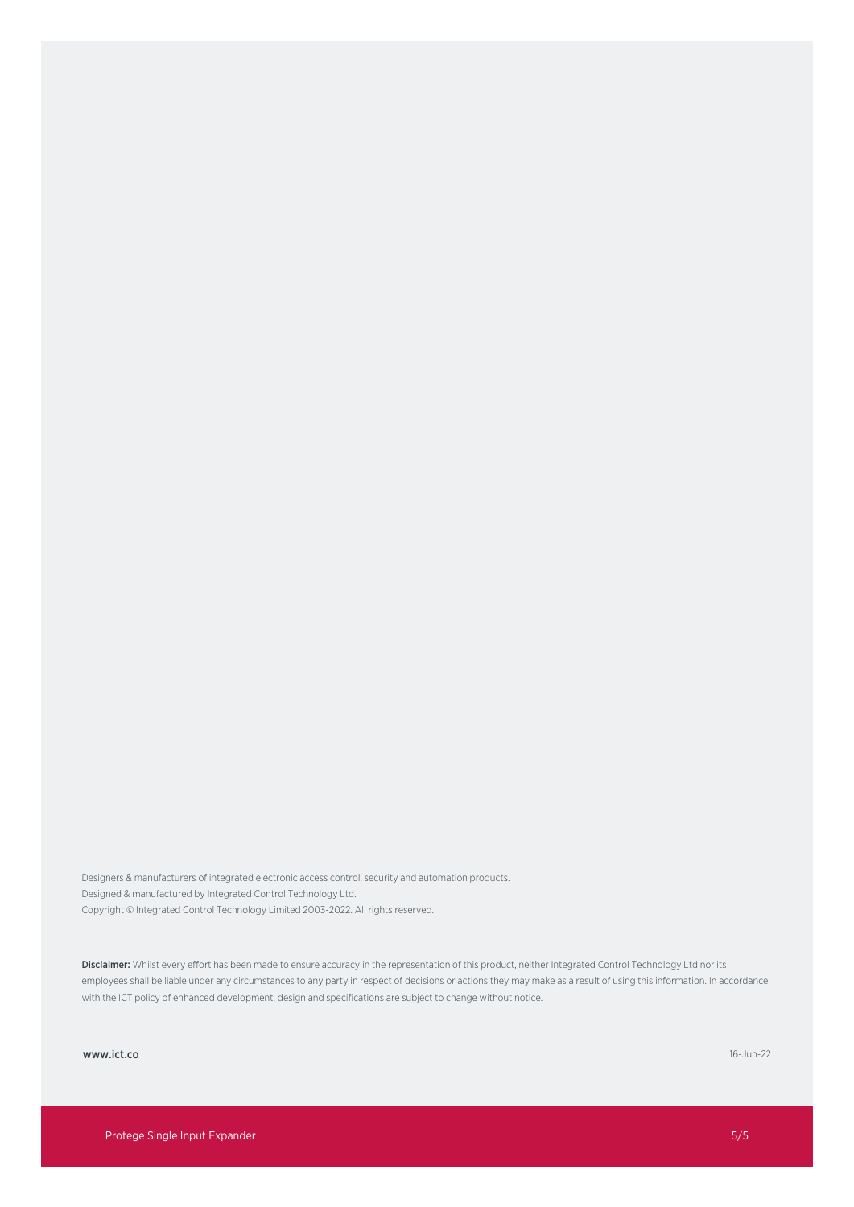Designers & manufacturers of integrated electronic access control, security and automation products.
Designed & manufactured by Integrated Control Technology Ltd.
Copyright © Integrated Control Technology Limited 2003-2022. All rights reserved.

**Disclaimer:** Whilst every effort has been made to ensure accuracy in the representation of this product, neither Integrated Control Technology Ltd nor its employees shall be liable under any circumstances to any party in respect of decisions or actions they may make as a result of using this information. In accordance with the ICT policy of enhanced development, design and specifications are subject to change without notice.

**www.ict.co**

16-Jun-22